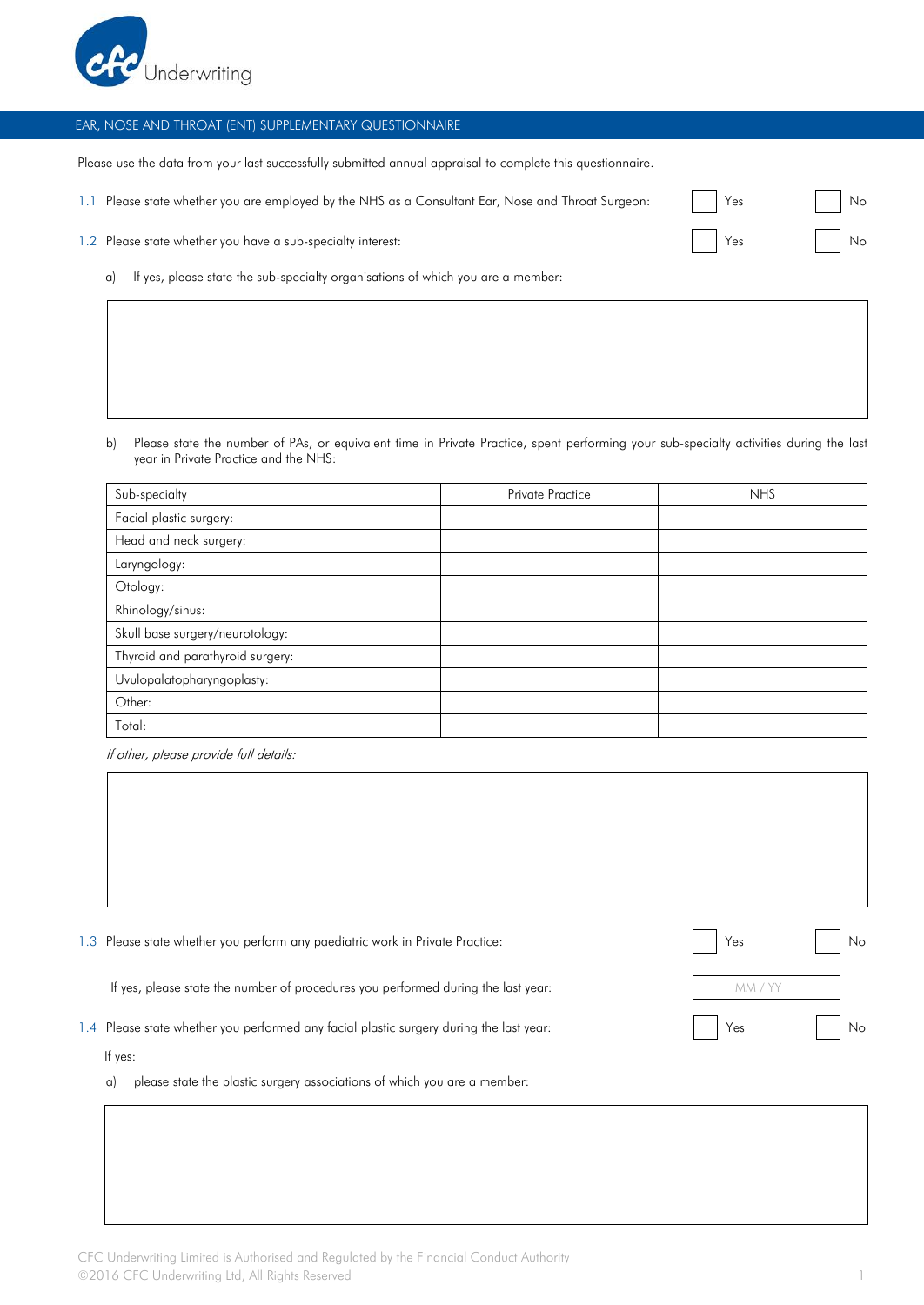CFC Underwriting

## EAR, NOSE AND THROAT (ENT) SUPPLEMENTARY QUESTIONNAIRE

Please use the data from your last successfully submitted annual appraisal to complete this questionnaire.

1.1 Please state whether you are employed by the NHS as a Consultant Ear, Nose and Throat Surgeon: ☐ Yes ☐ No

1.2 Please state whether you have a sub-specialty interest: ☐ Yes ☐ No

a) If yes, please state the sub-specialty organisations of which you are a member:

&nbsp;

b) Please state the number of PAs, or equivalent time in Private Practice, spent performing your sub-specialty activities during the last year in Private Practice and the NHS:

| Sub-specialty | Private Practice | NHS |
|---|---|---|
| Facial plastic surgery: | | |
| Head and neck surgery: | | |
| Laryngology: | | |
| Otology: | | |
| Rhinology/sinus: | | |
| Skull base surgery/neurotology: | | |
| Thyroid and parathyroid surgery: | | |
| Uvulopalatopharyngoplasty: | | |
| Other: | | |
| Total: | | |

*If other, please provide full details:*

&nbsp;

1.3 Please state whether you perform any paediatric work in Private Practice: ☐ Yes ☐ No

If yes, please state the number of procedures you performed during the last year: MM / YY

1.4 Please state whether you performed any facial plastic surgery during the last year: ☐ Yes ☐ No

If yes:

a) please state the plastic surgery associations of which you are a member:

&nbsp;

CFC Underwriting Limited is Authorised and Regulated by the Financial Conduct Authority
©2016 CFC Underwriting Ltd, All Rights Reserved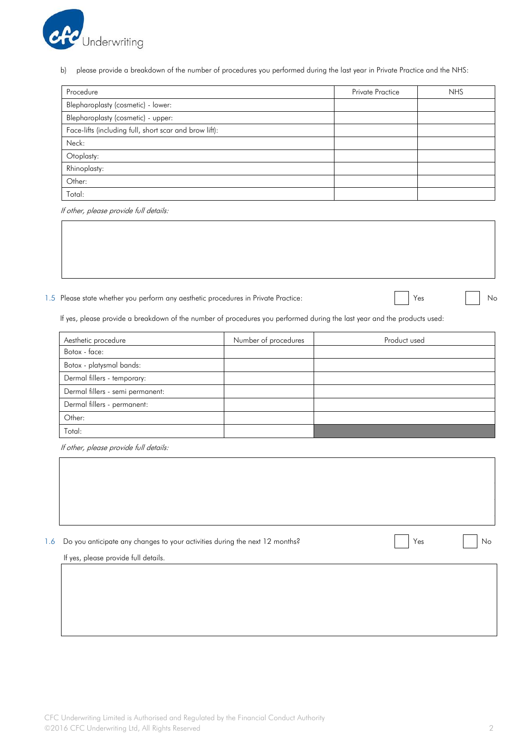b) please provide a breakdown of the number of procedures you performed during the last year in Private Practice and the NHS:

| Procedure | Private Practice | NHS |
| --- | --- | --- |
| Blepharoplasty (cosmetic) - lower: | | |
| Blepharoplasty (cosmetic) - upper: | | |
| Face-lifts (including full, short scar and brow lift): | | |
| Neck: | | |
| Otoplasty: | | |
| Rhinoplasty: | | |
| Other: | | |
| Total: | | |

*If other, please provide full details:*

1.5 Please state whether you perform any aesthetic procedures in Private Practice: ☐ Yes ☐ No

If yes, please provide a breakdown of the number of procedures you performed during the last year and the products used:

| Aesthetic procedure | Number of procedures | Product used |
| --- | --- | --- |
| Botox - face: | | |
| Botox - platysmal bands: | | |
| Dermal fillers - temporary: | | |
| Dermal fillers - semi permanent: | | |
| Dermal fillers - permanent: | | |
| Other: | | |
| Total: | | |

*If other, please provide full details:*

1.6 Do you anticipate any changes to your activities during the next 12 months? ☐ Yes ☐ No

If yes, please provide full details.

CFC Underwriting Limited is Authorised and Regulated by the Financial Conduct Authority
©2016 CFC Underwriting Ltd, All Rights Reserved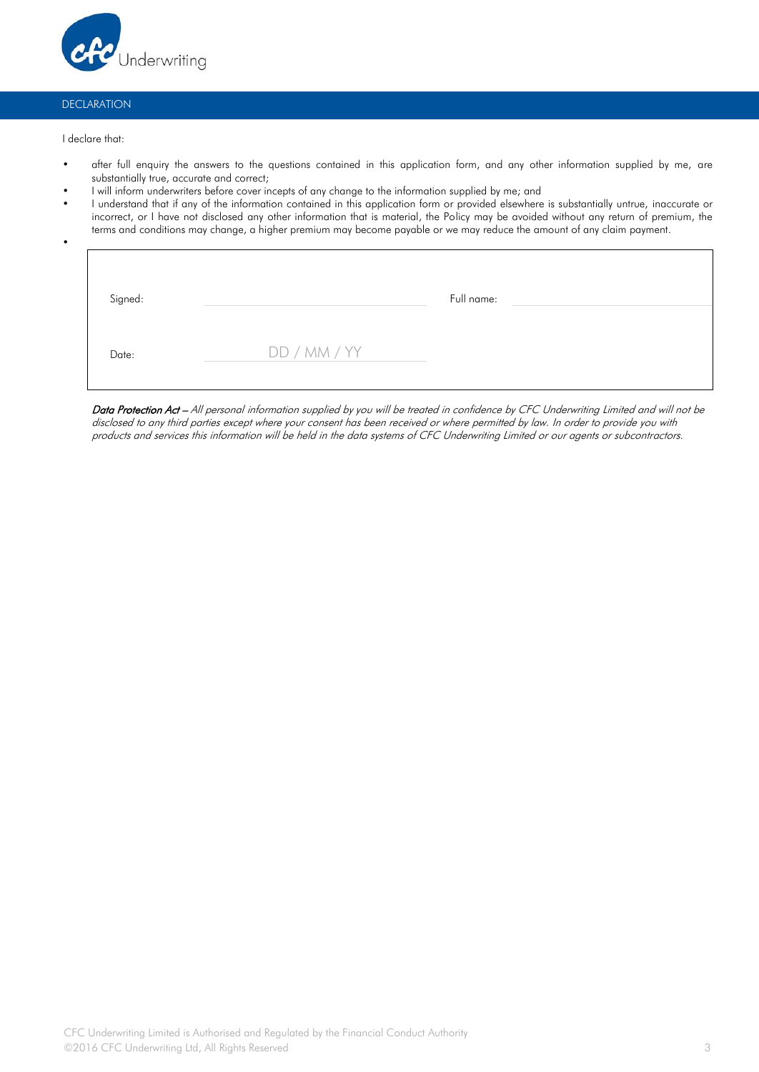## DECLARATION

I declare that:

- after full enquiry the answers to the questions contained in this application form, and any other information supplied by me, are substantially true, accurate and correct;
- I will inform underwriters before cover incepts of any change to the information supplied by me; and
- I understand that if any of the information contained in this application form or provided elsewhere is substantially untrue, inaccurate or incorrect, or I have not disclosed any other information that is material, the Policy may be avoided without any return of premium, the terms and conditions may change, a higher premium may become payable or we may reduce the amount of any claim payment.
-

| | | | |
|---|---|---|---|
| Signed: | | Full name: | |
| Date: | DD / MM / YY | | |

***Data Protection Act** – All personal information supplied by you will be treated in confidence by CFC Underwriting Limited and will not be disclosed to any third parties except where your consent has been received or where permitted by law. In order to provide you with products and services this information will be held in the data systems of CFC Underwriting Limited or our agents or subcontractors.*

CFC Underwriting Limited is Authorised and Regulated by the Financial Conduct Authority
©2016 CFC Underwriting Ltd, All Rights Reserved